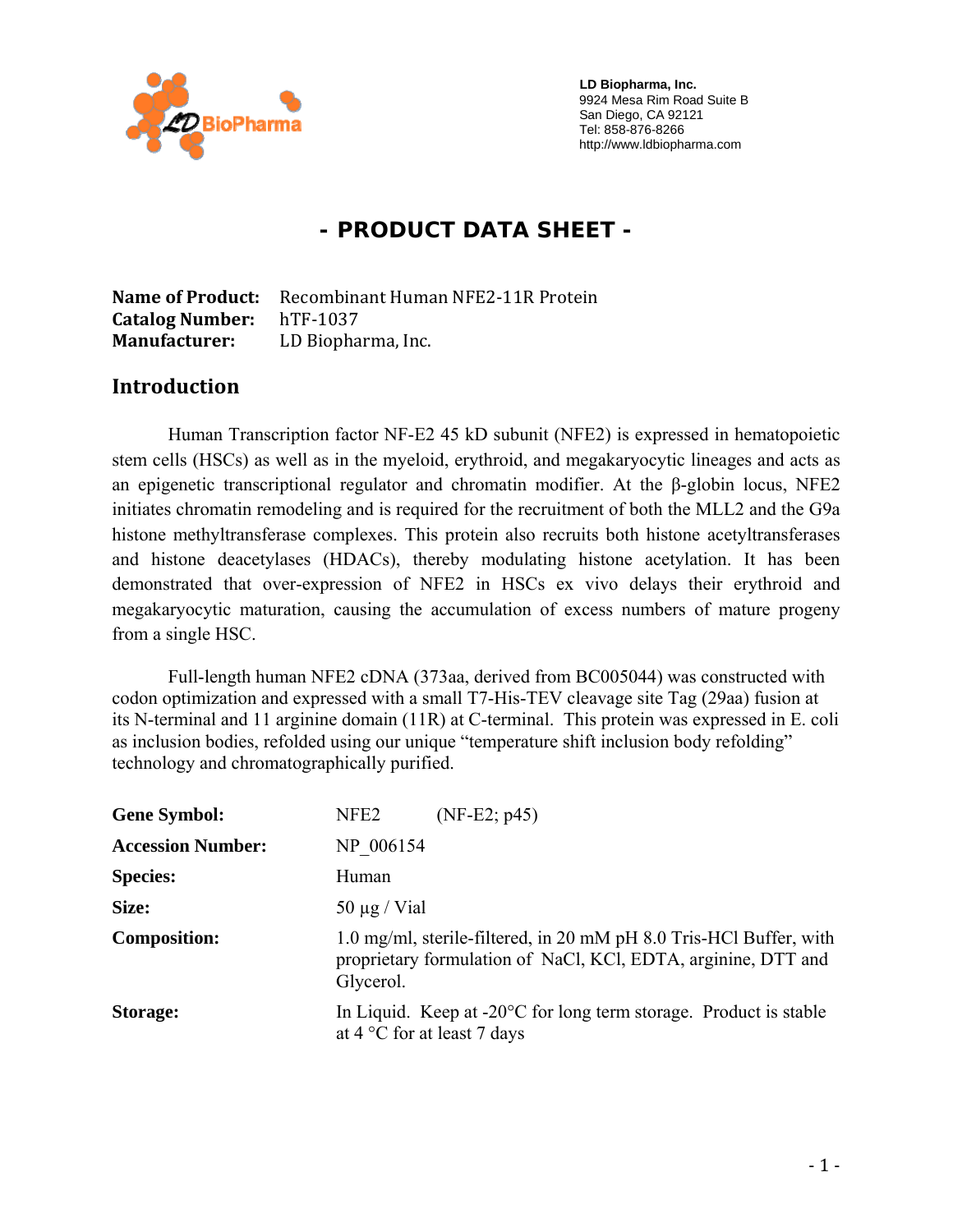LD Biopharma, Inc.
9924 Mesa Rim Road Suite B
San Diego, CA 92121
Tel: 858-876-8266
http://www.ldbiopharma.com

# - PRODUCT DATA SHEET -

**Name of Product:** Recombinant Human NFE2-11R Protein
**Catalog Number:** hTF-1037
**Manufacturer:** LD Biopharma, Inc.

## Introduction

Human Transcription factor NF-E2 45 kD subunit (NFE2) is expressed in hematopoietic stem cells (HSCs) as well as in the myeloid, erythroid, and megakaryocytic lineages and acts as an epigenetic transcriptional regulator and chromatin modifier. At the β-globin locus, NFE2 initiates chromatin remodeling and is required for the recruitment of both the MLL2 and the G9a histone methyltransferase complexes. This protein also recruits both histone acetyltransferases and histone deacetylases (HDACs), thereby modulating histone acetylation. It has been demonstrated that over-expression of NFE2 in HSCs ex vivo delays their erythroid and megakaryocytic maturation, causing the accumulation of excess numbers of mature progeny from a single HSC.

Full-length human NFE2 cDNA (373aa, derived from BC005044) was constructed with codon optimization and expressed with a small T7-His-TEV cleavage site Tag (29aa) fusion at its N-terminal and 11 arginine domain (11R) at C-terminal. This protein was expressed in E. coli as inclusion bodies, refolded using our unique "temperature shift inclusion body refolding" technology and chromatographically purified.

| | |
|---|---|
| **Gene Symbol:** | NFE2 (NF-E2; p45) |
| **Accession Number:** | NP_006154 |
| **Species:** | Human |
| **Size:** | 50 µg / Vial |
| **Composition:** | 1.0 mg/ml, sterile-filtered, in 20 mM pH 8.0 Tris-HCl Buffer, with proprietary formulation of NaCl, KCl, EDTA, arginine, DTT and Glycerol. |
| **Storage:** | In Liquid. Keep at -20°C for long term storage. Product is stable at 4 °C for at least 7 days |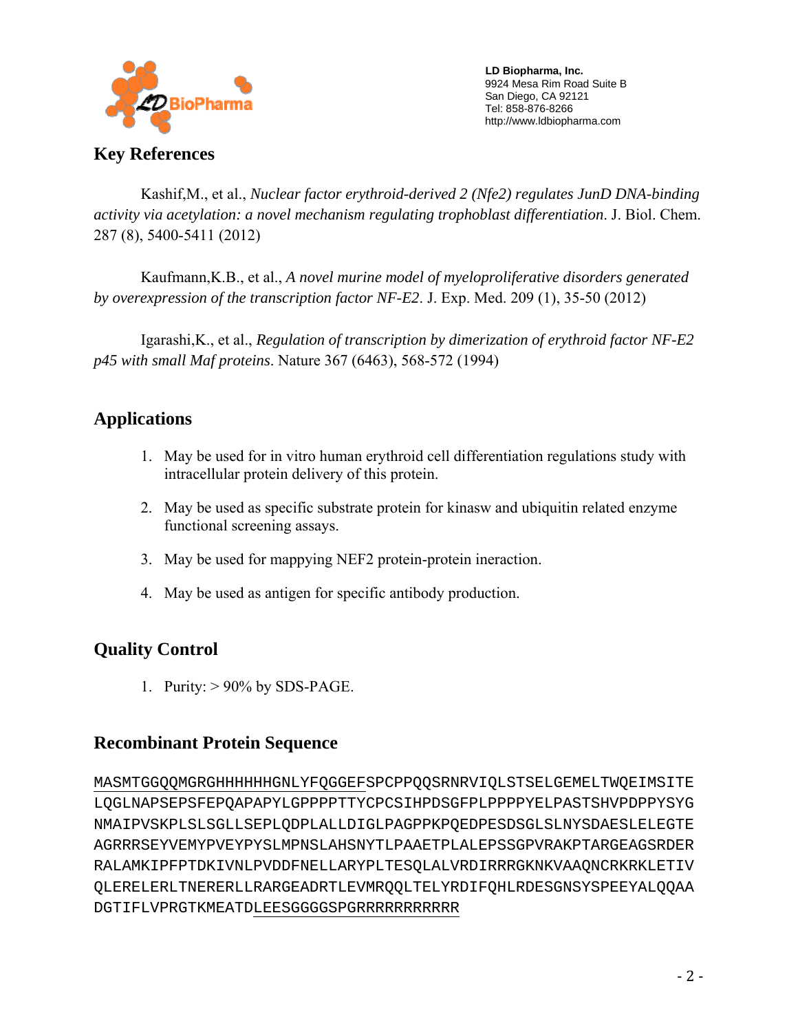## Key References

Kashif,M., et al., *Nuclear factor erythroid-derived 2 (Nfe2) regulates JunD DNA-binding activity via acetylation: a novel mechanism regulating trophoblast differentiation*. J. Biol. Chem. 287 (8), 5400-5411 (2012)

Kaufmann,K.B., et al., *A novel murine model of myeloproliferative disorders generated by overexpression of the transcription factor NF-E2*. J. Exp. Med. 209 (1), 35-50 (2012)

Igarashi,K., et al., *Regulation of transcription by dimerization of erythroid factor NF-E2 p45 with small Maf proteins*. Nature 367 (6463), 568-572 (1994)

## Applications

1. May be used for in vitro human erythroid cell differentiation regulations study with intracellular protein delivery of this protein.
2. May be used as specific substrate protein for kinasw and ubiquitin related enzyme functional screening assays.
3. May be used for mappying NEF2 protein-protein ineraction.
4. May be used as antigen for specific antibody production.

## Quality Control

1. Purity: > 90% by SDS-PAGE.

## Recombinant Protein Sequence

```
MASMTGGQQMGRGHHHHHHGNLYFQGGEFSPCPPQQSRNRVIQLSTSELGEMELTWQEIMSITE
LQGLNAPSEPSFEPQAPAPYLGPPPPTTYCPCSIHPDSGFPLPPPPYELPASTSHVPDPPYSYG
NMAIPVSKPLSLSGLLSEPLQDPLALLDIGLPAGPPKPQEDPESDSGLSLNYSDAESLELEGTE
AGRRRSEYVEMYPVEYPYSLMPNSLAHSNYTLPAAETPLALEPSSGPVRAKPTARGEAGSRDER
RALAMKIPFPTDKIVNLPVDDFNELLARYPLTESQLALVRDIRRRGKNKVAAQNCRKRKLETIV
QLERELERLTNERERLLRARGEADRTLEVMRQQLTELYRDIFQHLRDESGNSYSPEEYALQQAA
DGTIFLVPRGTKMEATDLEESGGGGSPGRRRRRRRRRRR
```